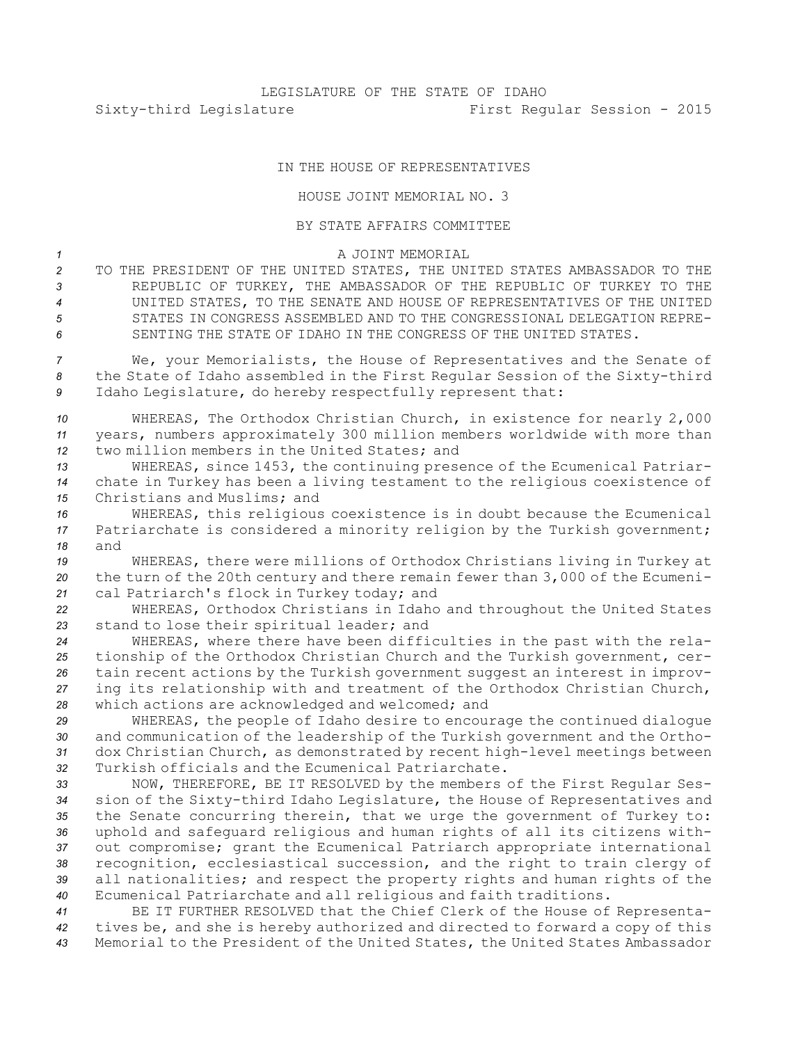LEGISLATURE OF THE STATE OF IDAHO

Sixty-third Legislature First Regular Session - 2015

IN THE HOUSE OF REPRESENTATIVES

HOUSE JOINT MEMORIAL NO. 3

BY STATE AFFAIRS COMMITTEE

A JOINT MEMORIAL

TO THE PRESIDENT OF THE UNITED STATES, THE UNITED STATES AMBASSADOR TO THE REPUBLIC OF TURKEY, THE AMBASSADOR OF THE REPUBLIC OF TURKEY TO THE UNITED STATES, TO THE SENATE AND HOUSE OF REPRESENTATIVES OF THE UNITED STATES IN CONGRESS ASSEMBLED AND TO THE CONGRESSIONAL DELEGATION REPRESENTING THE STATE OF IDAHO IN THE CONGRESS OF THE UNITED STATES.

We, your Memorialists, the House of Representatives and the Senate of the State of Idaho assembled in the First Regular Session of the Sixty-third Idaho Legislature, do hereby respectfully represent that:

WHEREAS, The Orthodox Christian Church, in existence for nearly 2,000 years, numbers approximately 300 million members worldwide with more than two million members in the United States; and

WHEREAS, since 1453, the continuing presence of the Ecumenical Patriarchate in Turkey has been a living testament to the religious coexistence of Christians and Muslims; and

WHEREAS, this religious coexistence is in doubt because the Ecumenical Patriarchate is considered a minority religion by the Turkish government; and

WHEREAS, there were millions of Orthodox Christians living in Turkey at the turn of the 20th century and there remain fewer than 3,000 of the Ecumenical Patriarch's flock in Turkey today; and

WHEREAS, Orthodox Christians in Idaho and throughout the United States stand to lose their spiritual leader; and

WHEREAS, where there have been difficulties in the past with the relationship of the Orthodox Christian Church and the Turkish government, certain recent actions by the Turkish government suggest an interest in improving its relationship with and treatment of the Orthodox Christian Church, which actions are acknowledged and welcomed; and

WHEREAS, the people of Idaho desire to encourage the continued dialogue and communication of the leadership of the Turkish government and the Orthodox Christian Church, as demonstrated by recent high-level meetings between Turkish officials and the Ecumenical Patriarchate.

NOW, THEREFORE, BE IT RESOLVED by the members of the First Regular Session of the Sixty-third Idaho Legislature, the House of Representatives and the Senate concurring therein, that we urge the government of Turkey to: uphold and safeguard religious and human rights of all its citizens without compromise; grant the Ecumenical Patriarch appropriate international recognition, ecclesiastical succession, and the right to train clergy of all nationalities; and respect the property rights and human rights of the Ecumenical Patriarchate and all religious and faith traditions.

BE IT FURTHER RESOLVED that the Chief Clerk of the House of Representatives be, and she is hereby authorized and directed to forward a copy of this Memorial to the President of the United States, the United States Ambassador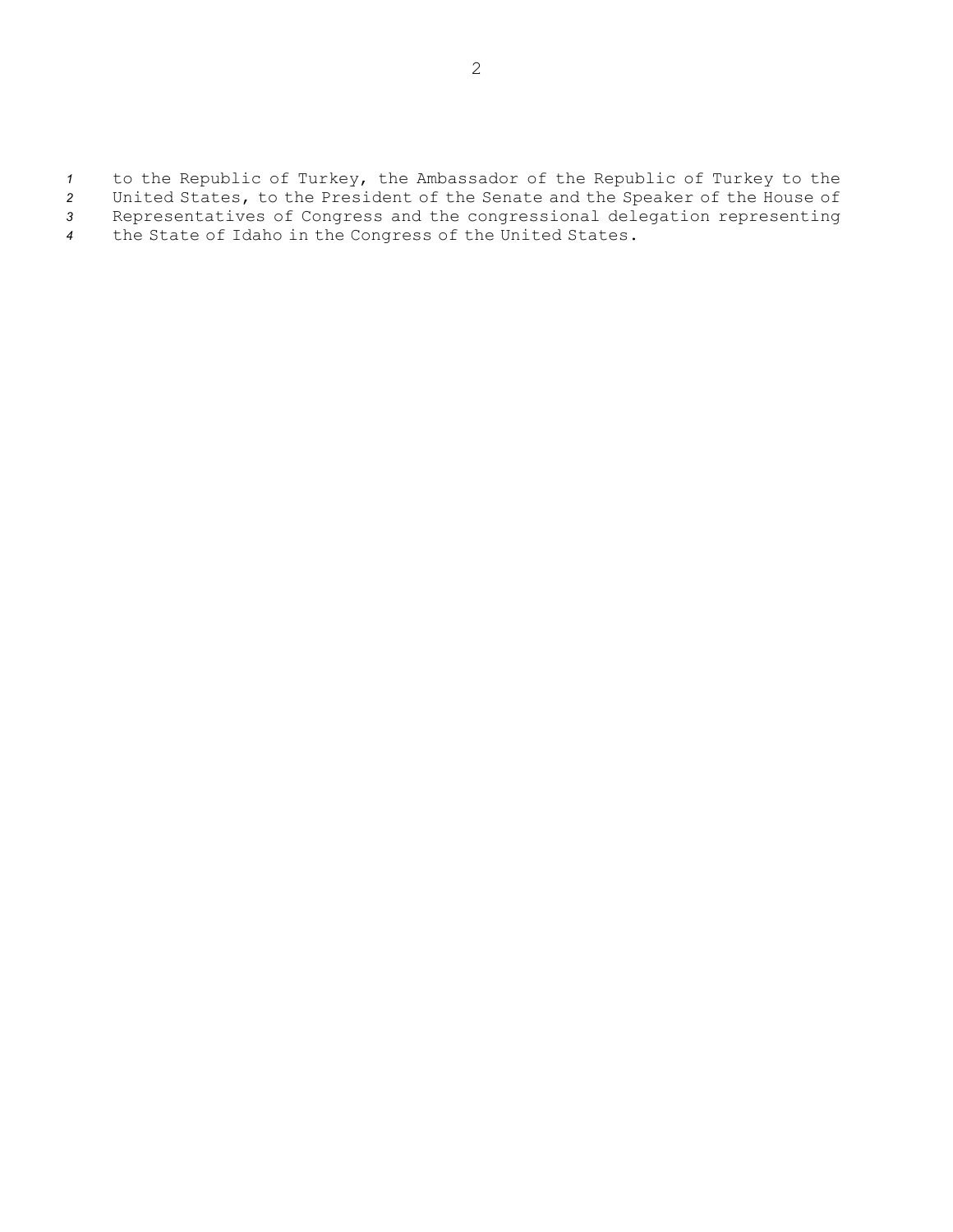to the Republic of Turkey, the Ambassador of the Republic of Turkey to the United States, to the President of the Senate and the Speaker of the House of Representatives of Congress and the congressional delegation representing the State of Idaho in the Congress of the United States.